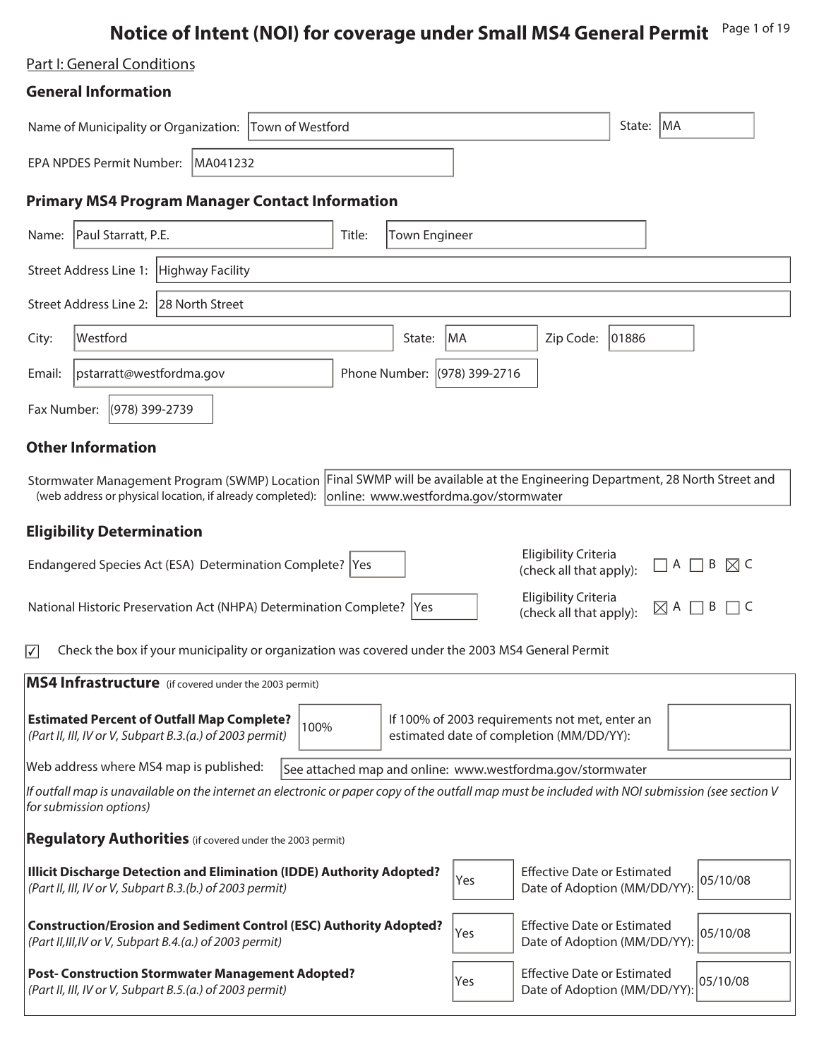# Notice of Intent (NOI) for coverage under Small MS4 General Permit

Part I: General Conditions

## General Information

Name of Municipality or Organization: Town of Westford

State: MA

EPA NPDES Permit Number: MA041232

## Primary MS4 Program Manager Contact Information

Name: Paul Starratt, P.E.

Title: Town Engineer

Street Address Line 1: Highway Facility

Street Address Line 2: 28 North Street

City: Westford

State: MA

Zip Code: 01886

Email: pstarratt@westfordma.gov

Phone Number: (978) 399-2716

Fax Number: (978) 399-2739

## Other Information

Stormwater Management Program (SWMP) Location (web address or physical location, if already completed): Final SWMP will be available at the Engineering Department, 28 North Street and online: www.westfordma.gov/stormwater

## Eligibility Determination

Endangered Species Act (ESA) Determination Complete? Yes

Eligibility Criteria (check all that apply): ☐ A ☐ B ☒ C

National Historic Preservation Act (NHPA) Determination Complete? Yes

Eligibility Criteria (check all that apply): ☒ A ☐ B ☐ C

☑ Check the box if your municipality or organization was covered under the 2003 MS4 General Permit

## MS4 Infrastructure (if covered under the 2003 permit)

**Estimated Percent of Outfall Map Complete?** *(Part II, III, IV or V, Subpart B.3.(a.) of 2003 permit)*: 100%

If 100% of 2003 requirements not met, enter an estimated date of completion (MM/DD/YY):

Web address where MS4 map is published: See attached map and online: www.westfordma.gov/stormwater

*If outfall map is unavailable on the internet an electronic or paper copy of the outfall map must be included with NOI submission (see section V for submission options)*

## Regulatory Authorities (if covered under the 2003 permit)

| Authority | Adopted? | Effective Date or Estimated Date of Adoption (MM/DD/YY) |
|---|---|---|
| **Illicit Discharge Detection and Elimination (IDDE) Authority Adopted?** *(Part II, III, IV or V, Subpart B.3.(b.) of 2003 permit)* | Yes | 05/10/08 |
| **Construction/Erosion and Sediment Control (ESC) Authority Adopted?** *(Part II,III,IV or V, Subpart B.4.(a.) of 2003 permit)* | Yes | 05/10/08 |
| **Post- Construction Stormwater Management Adopted?** *(Part II, III, IV or V, Subpart B.5.(a.) of 2003 permit)* | Yes | 05/10/08 |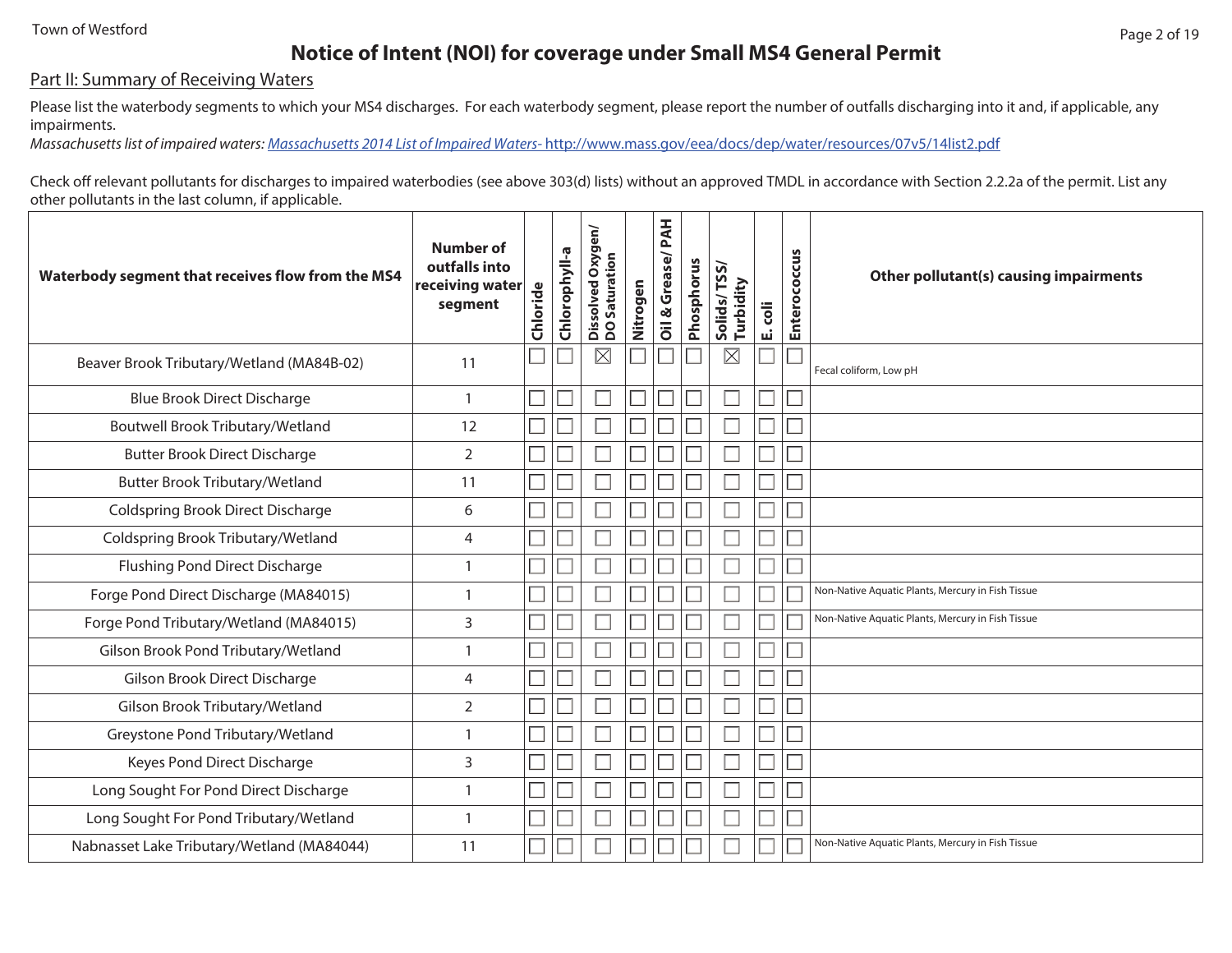## Notice of Intent (NOI) for coverage under Small MS4 General Permit

Part II: Summary of Receiving Waters

Please list the waterbody segments to which your MS4 discharges. For each waterbody segment, please report the number of outfalls discharging into it and, if applicable, any impairments.

*Massachusetts list of impaired waters: Massachusetts 2014 List of Impaired Waters-* http://www.mass.gov/eea/docs/dep/water/resources/07v5/14list2.pdf

Check off relevant pollutants for discharges to impaired waterbodies (see above 303(d) lists) without an approved TMDL in accordance with Section 2.2.2a of the permit. List any other pollutants in the last column, if applicable.

| Waterbody segment that receives flow from the MS4 | Number of outfalls into receiving water segment | Chloride | Chlorophyll-a | Dissolved Oxygen/ DO Saturation | Nitrogen | Oil & Grease/ PAH | Phosphorus | Solids/ TSS/ Turbidity | E. coli | Enterococcus | Other pollutant(s) causing impairments |
|---|---|---|---|---|---|---|---|---|---|---|---|
| Beaver Brook Tributary/Wetland (MA84B-02) | 11 | ☐ | ☐ | ☒ | ☐ | ☐ | ☐ | ☒ | ☐ | ☐ | Fecal coliform, Low pH |
| Blue Brook Direct Discharge | 1 | ☐ | ☐ | ☐ | ☐ | ☐ | ☐ | ☐ | ☐ | ☐ | |
| Boutwell Brook Tributary/Wetland | 12 | ☐ | ☐ | ☐ | ☐ | ☐ | ☐ | ☐ | ☐ | ☐ | |
| Butter Brook Direct Discharge | 2 | ☐ | ☐ | ☐ | ☐ | ☐ | ☐ | ☐ | ☐ | ☐ | |
| Butter Brook Tributary/Wetland | 11 | ☐ | ☐ | ☐ | ☐ | ☐ | ☐ | ☐ | ☐ | ☐ | |
| Coldspring Brook Direct Discharge | 6 | ☐ | ☐ | ☐ | ☐ | ☐ | ☐ | ☐ | ☐ | ☐ | |
| Coldspring Brook Tributary/Wetland | 4 | ☐ | ☐ | ☐ | ☐ | ☐ | ☐ | ☐ | ☐ | ☐ | |
| Flushing Pond Direct Discharge | 1 | ☐ | ☐ | ☐ | ☐ | ☐ | ☐ | ☐ | ☐ | ☐ | |
| Forge Pond Direct Discharge (MA84015) | 1 | ☐ | ☐ | ☐ | ☐ | ☐ | ☐ | ☐ | ☐ | ☐ | Non-Native Aquatic Plants, Mercury in Fish Tissue |
| Forge Pond Tributary/Wetland (MA84015) | 3 | ☐ | ☐ | ☐ | ☐ | ☐ | ☐ | ☐ | ☐ | ☐ | Non-Native Aquatic Plants, Mercury in Fish Tissue |
| Gilson Brook Pond Tributary/Wetland | 1 | ☐ | ☐ | ☐ | ☐ | ☐ | ☐ | ☐ | ☐ | ☐ | |
| Gilson Brook Direct Discharge | 4 | ☐ | ☐ | ☐ | ☐ | ☐ | ☐ | ☐ | ☐ | ☐ | |
| Gilson Brook Tributary/Wetland | 2 | ☐ | ☐ | ☐ | ☐ | ☐ | ☐ | ☐ | ☐ | ☐ | |
| Greystone Pond Tributary/Wetland | 1 | ☐ | ☐ | ☐ | ☐ | ☐ | ☐ | ☐ | ☐ | ☐ | |
| Keyes Pond Direct Discharge | 3 | ☐ | ☐ | ☐ | ☐ | ☐ | ☐ | ☐ | ☐ | ☐ | |
| Long Sought For Pond Direct Discharge | 1 | ☐ | ☐ | ☐ | ☐ | ☐ | ☐ | ☐ | ☐ | ☐ | |
| Long Sought For Pond Tributary/Wetland | 1 | ☐ | ☐ | ☐ | ☐ | ☐ | ☐ | ☐ | ☐ | ☐ | |
| Nabnasset Lake Tributary/Wetland (MA84044) | 11 | ☐ | ☐ | ☐ | ☐ | ☐ | ☐ | ☐ | ☐ | ☐ | Non-Native Aquatic Plants, Mercury in Fish Tissue |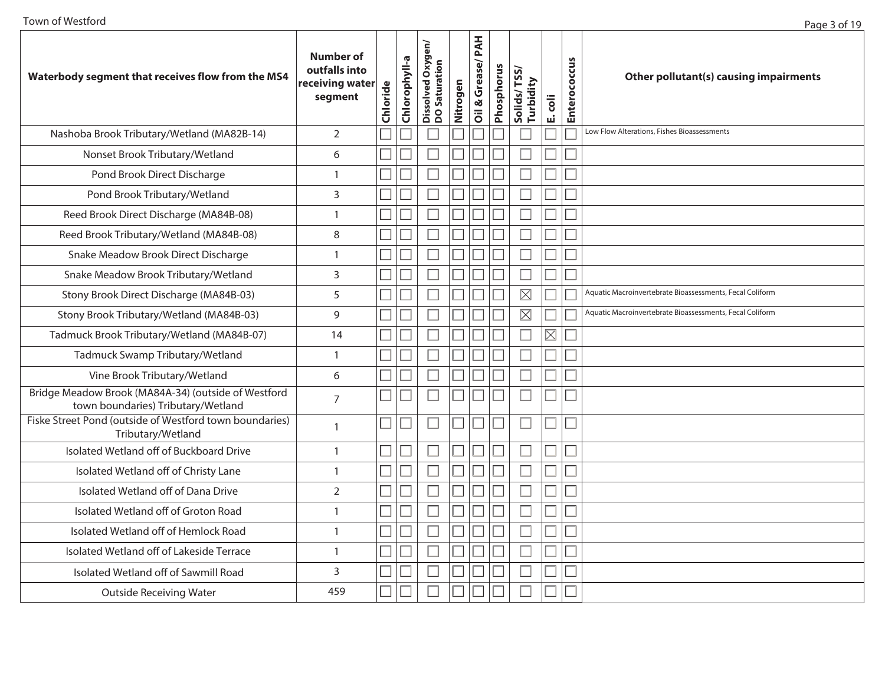| Waterbody segment that receives flow from the MS4 | Number of outfalls into receiving water segment | Chloride | Chlorophyll-a | Dissolved Oxygen/ DO Saturation | Nitrogen | Oil & Grease/ PAH | Phosphorus | Solids/ TSS/ Turbidity | E. coli | Enterococcus | Other pollutant(s) causing impairments |
|---|---|---|---|---|---|---|---|---|---|---|---|
| Nashoba Brook Tributary/Wetland (MA82B-14) | 2 | ☐ | ☐ | ☐ | ☐ | ☐ | ☐ | ☐ | ☐ | ☐ | Low Flow Alterations, Fishes Bioassessments |
| Nonset Brook Tributary/Wetland | 6 | ☐ | ☐ | ☐ | ☐ | ☐ | ☐ | ☐ | ☐ | ☐ | |
| Pond Brook Direct Discharge | 1 | ☐ | ☐ | ☐ | ☐ | ☐ | ☐ | ☐ | ☐ | ☐ | |
| Pond Brook Tributary/Wetland | 3 | ☐ | ☐ | ☐ | ☐ | ☐ | ☐ | ☐ | ☐ | ☐ | |
| Reed Brook Direct Discharge (MA84B-08) | 1 | ☐ | ☐ | ☐ | ☐ | ☐ | ☐ | ☐ | ☐ | ☐ | |
| Reed Brook Tributary/Wetland (MA84B-08) | 8 | ☐ | ☐ | ☐ | ☐ | ☐ | ☐ | ☐ | ☐ | ☐ | |
| Snake Meadow Brook Direct Discharge | 1 | ☐ | ☐ | ☐ | ☐ | ☐ | ☐ | ☐ | ☐ | ☐ | |
| Snake Meadow Brook Tributary/Wetland | 3 | ☐ | ☐ | ☐ | ☐ | ☐ | ☐ | ☐ | ☐ | ☐ | |
| Stony Brook Direct Discharge (MA84B-03) | 5 | ☐ | ☐ | ☐ | ☐ | ☐ | ☐ | ☒ | ☐ | ☐ | Aquatic Macroinvertebrate Bioassessments, Fecal Coliform |
| Stony Brook Tributary/Wetland (MA84B-03) | 9 | ☐ | ☐ | ☐ | ☐ | ☐ | ☐ | ☒ | ☐ | ☐ | Aquatic Macroinvertebrate Bioassessments, Fecal Coliform |
| Tadmuck Brook Tributary/Wetland (MA84B-07) | 14 | ☐ | ☐ | ☐ | ☐ | ☐ | ☐ | ☐ | ☒ | ☐ | |
| Tadmuck Swamp Tributary/Wetland | 1 | ☐ | ☐ | ☐ | ☐ | ☐ | ☐ | ☐ | ☐ | ☐ | |
| Vine Brook Tributary/Wetland | 6 | ☐ | ☐ | ☐ | ☐ | ☐ | ☐ | ☐ | ☐ | ☐ | |
| Bridge Meadow Brook (MA84A-34) (outside of Westford town boundaries) Tributary/Wetland | 7 | ☐ | ☐ | ☐ | ☐ | ☐ | ☐ | ☐ | ☐ | ☐ | |
| Fiske Street Pond (outside of Westford town boundaries) Tributary/Wetland | 1 | ☐ | ☐ | ☐ | ☐ | ☐ | ☐ | ☐ | ☐ | ☐ | |
| Isolated Wetland off of Buckboard Drive | 1 | ☐ | ☐ | ☐ | ☐ | ☐ | ☐ | ☐ | ☐ | ☐ | |
| Isolated Wetland off of Christy Lane | 1 | ☐ | ☐ | ☐ | ☐ | ☐ | ☐ | ☐ | ☐ | ☐ | |
| Isolated Wetland off of Dana Drive | 2 | ☐ | ☐ | ☐ | ☐ | ☐ | ☐ | ☐ | ☐ | ☐ | |
| Isolated Wetland off of Groton Road | 1 | ☐ | ☐ | ☐ | ☐ | ☐ | ☐ | ☐ | ☐ | ☐ | |
| Isolated Wetland off of Hemlock Road | 1 | ☐ | ☐ | ☐ | ☐ | ☐ | ☐ | ☐ | ☐ | ☐ | |
| Isolated Wetland off of Lakeside Terrace | 1 | ☐ | ☐ | ☐ | ☐ | ☐ | ☐ | ☐ | ☐ | ☐ | |
| Isolated Wetland off of Sawmill Road | 3 | ☐ | ☐ | ☐ | ☐ | ☐ | ☐ | ☐ | ☐ | ☐ | |
| Outside Receiving Water | 459 | ☐ | ☐ | ☐ | ☐ | ☐ | ☐ | ☐ | ☐ | ☐ | |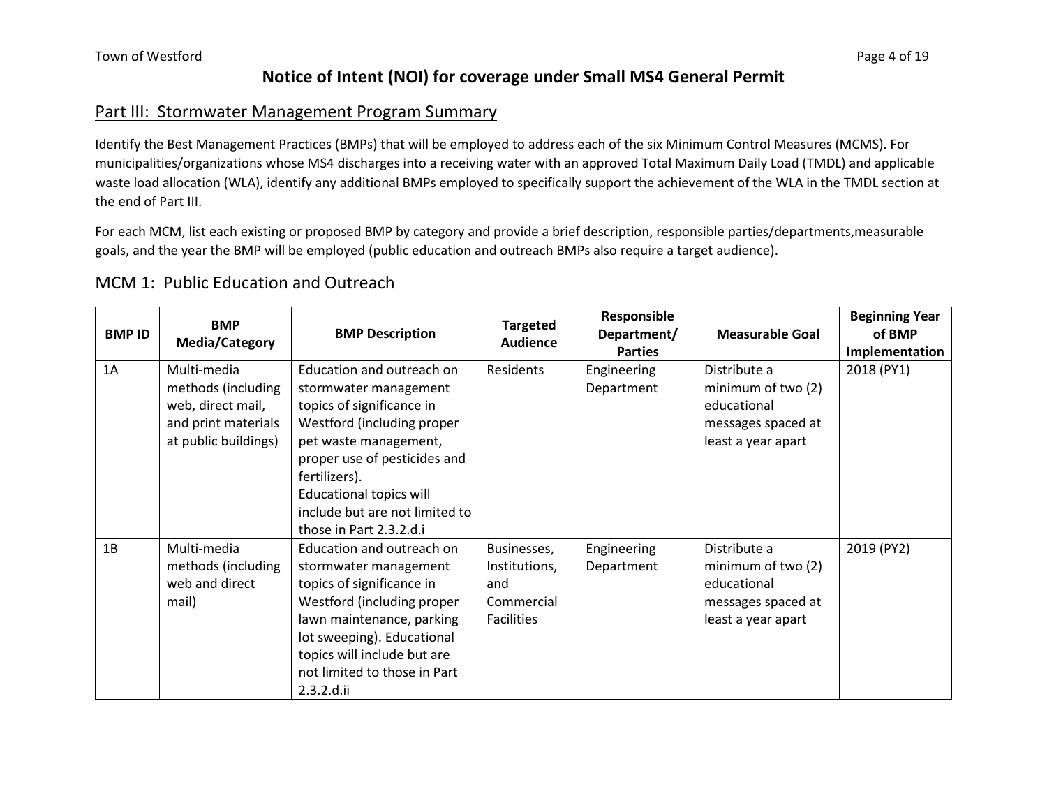## Notice of Intent (NOI) for coverage under Small MS4 General Permit

## Part III: Stormwater Management Program Summary

Identify the Best Management Practices (BMPs) that will be employed to address each of the six Minimum Control Measures (MCMS). For municipalities/organizations whose MS4 discharges into a receiving water with an approved Total Maximum Daily Load (TMDL) and applicable waste load allocation (WLA), identify any additional BMPs employed to specifically support the achievement of the WLA in the TMDL section at the end of Part III.

For each MCM, list each existing or proposed BMP by category and provide a brief description, responsible parties/departments,measurable goals, and the year the BMP will be employed (public education and outreach BMPs also require a target audience).

### MCM 1: Public Education and Outreach

| BMP ID | BMP Media/Category | BMP Description | Targeted Audience | Responsible Department/ Parties | Measurable Goal | Beginning Year of BMP Implementation |
| --- | --- | --- | --- | --- | --- | --- |
| 1A | Multi-media methods (including web, direct mail, and print materials at public buildings) | Education and outreach on stormwater management topics of significance in Westford (including proper pet waste management, proper use of pesticides and fertilizers). Educational topics will include but are not limited to those in Part 2.3.2.d.i | Residents | Engineering Department | Distribute a minimum of two (2) educational messages spaced at least a year apart | 2018 (PY1) |
| 1B | Multi-media methods (including web and direct mail) | Education and outreach on stormwater management topics of significance in Westford (including proper lawn maintenance, parking lot sweeping). Educational topics will include but are not limited to those in Part 2.3.2.d.ii | Businesses, Institutions, and Commercial Facilities | Engineering Department | Distribute a minimum of two (2) educational messages spaced at least a year apart | 2019 (PY2) |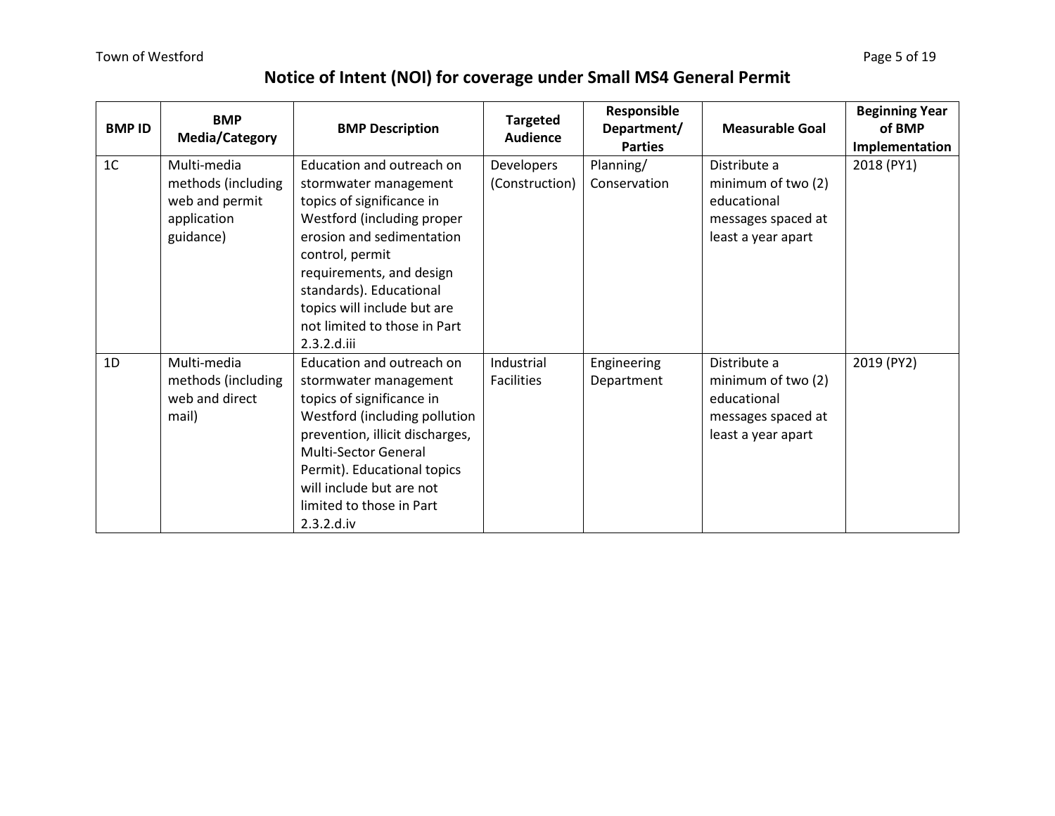# Notice of Intent (NOI) for coverage under Small MS4 General Permit

| BMP ID | BMP Media/Category | BMP Description | Targeted Audience | Responsible Department/ Parties | Measurable Goal | Beginning Year of BMP Implementation |
|---|---|---|---|---|---|---|
| 1C | Multi-media methods (including web and permit application guidance) | Education and outreach on stormwater management topics of significance in Westford (including proper erosion and sedimentation control, permit requirements, and design standards). Educational topics will include but are not limited to those in Part 2.3.2.d.iii | Developers (Construction) | Planning/ Conservation | Distribute a minimum of two (2) educational messages spaced at least a year apart | 2018 (PY1) |
| 1D | Multi-media methods (including web and direct mail) | Education and outreach on stormwater management topics of significance in Westford (including pollution prevention, illicit discharges, Multi-Sector General Permit). Educational topics will include but are not limited to those in Part 2.3.2.d.iv | Industrial Facilities | Engineering Department | Distribute a minimum of two (2) educational messages spaced at least a year apart | 2019 (PY2) |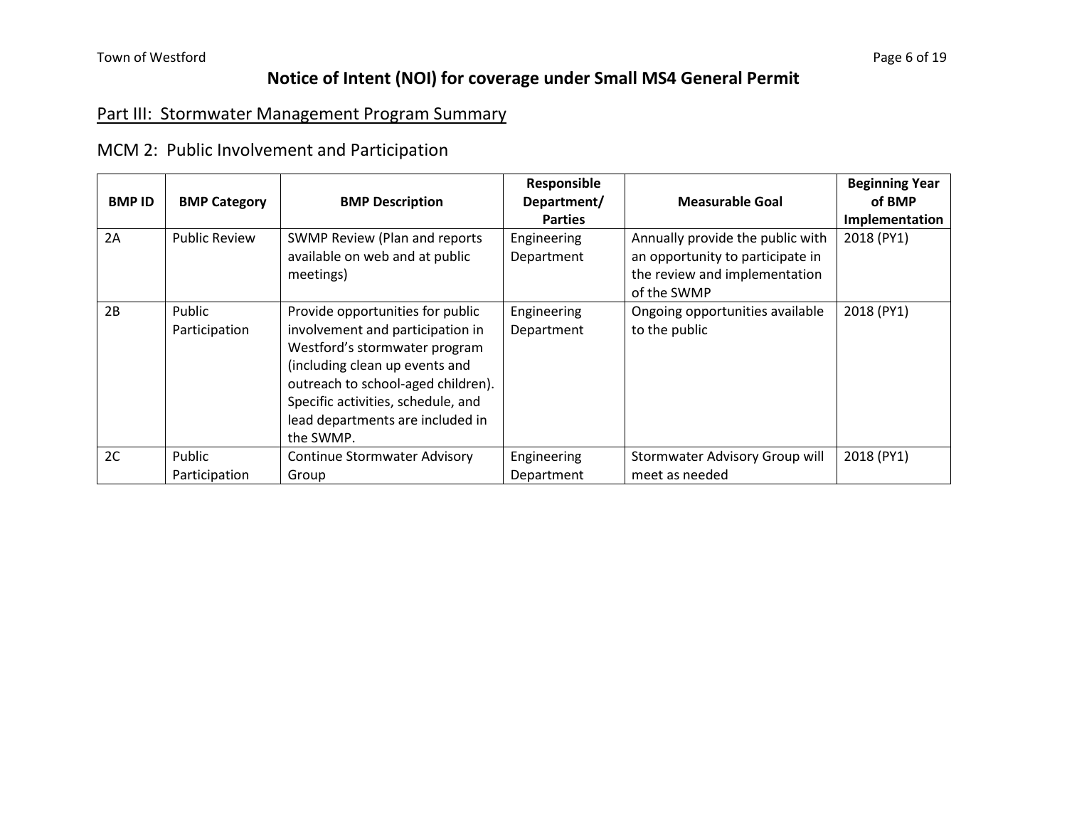# Notice of Intent (NOI) for coverage under Small MS4 General Permit

## Part III: Stormwater Management Program Summary

### MCM 2: Public Involvement and Participation

| BMP ID | BMP Category | BMP Description | Responsible Department/ Parties | Measurable Goal | Beginning Year of BMP Implementation |
|---|---|---|---|---|---|
| 2A | Public Review | SWMP Review (Plan and reports available on web and at public meetings) | Engineering Department | Annually provide the public with an opportunity to participate in the review and implementation of the SWMP | 2018 (PY1) |
| 2B | Public Participation | Provide opportunities for public involvement and participation in Westford's stormwater program (including clean up events and outreach to school-aged children). Specific activities, schedule, and lead departments are included in the SWMP. | Engineering Department | Ongoing opportunities available to the public | 2018 (PY1) |
| 2C | Public Participation | Continue Stormwater Advisory Group | Engineering Department | Stormwater Advisory Group will meet as needed | 2018 (PY1) |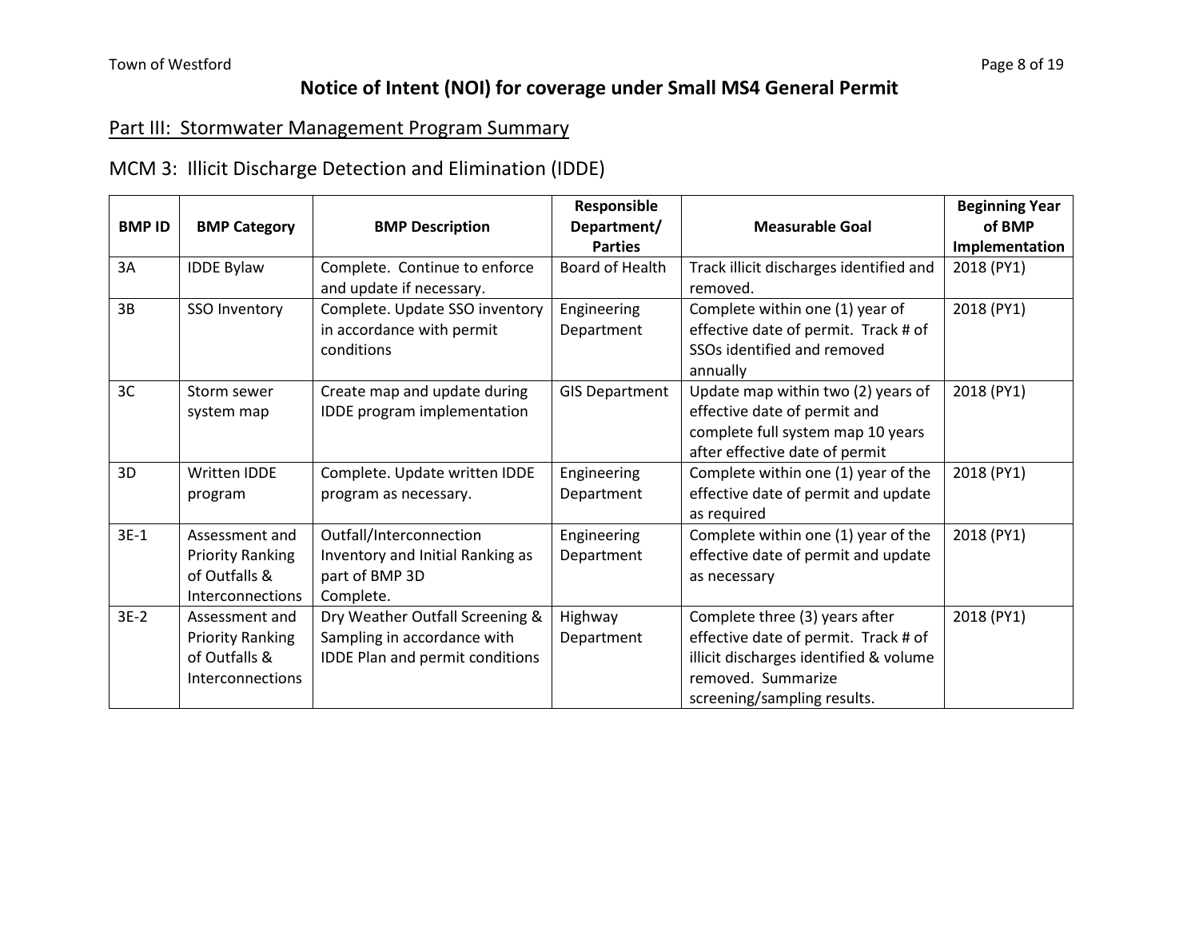# Notice of Intent (NOI) for coverage under Small MS4 General Permit

## Part III: Stormwater Management Program Summary

### MCM 3: Illicit Discharge Detection and Elimination (IDDE)

| BMP ID | BMP Category | BMP Description | Responsible Department/ Parties | Measurable Goal | Beginning Year of BMP Implementation |
|---|---|---|---|---|---|
| 3A | IDDE Bylaw | Complete. Continue to enforce and update if necessary. | Board of Health | Track illicit discharges identified and removed. | 2018 (PY1) |
| 3B | SSO Inventory | Complete. Update SSO inventory in accordance with permit conditions | Engineering Department | Complete within one (1) year of effective date of permit. Track # of SSOs identified and removed annually | 2018 (PY1) |
| 3C | Storm sewer system map | Create map and update during IDDE program implementation | GIS Department | Update map within two (2) years of effective date of permit and complete full system map 10 years after effective date of permit | 2018 (PY1) |
| 3D | Written IDDE program | Complete. Update written IDDE program as necessary. | Engineering Department | Complete within one (1) year of the effective date of permit and update as required | 2018 (PY1) |
| 3E-1 | Assessment and Priority Ranking of Outfalls & Interconnections | Outfall/Interconnection Inventory and Initial Ranking as part of BMP 3D Complete. | Engineering Department | Complete within one (1) year of the effective date of permit and update as necessary | 2018 (PY1) |
| 3E-2 | Assessment and Priority Ranking of Outfalls & Interconnections | Dry Weather Outfall Screening & Sampling in accordance with IDDE Plan and permit conditions | Highway Department | Complete three (3) years after effective date of permit. Track # of illicit discharges identified & volume removed. Summarize screening/sampling results. | 2018 (PY1) |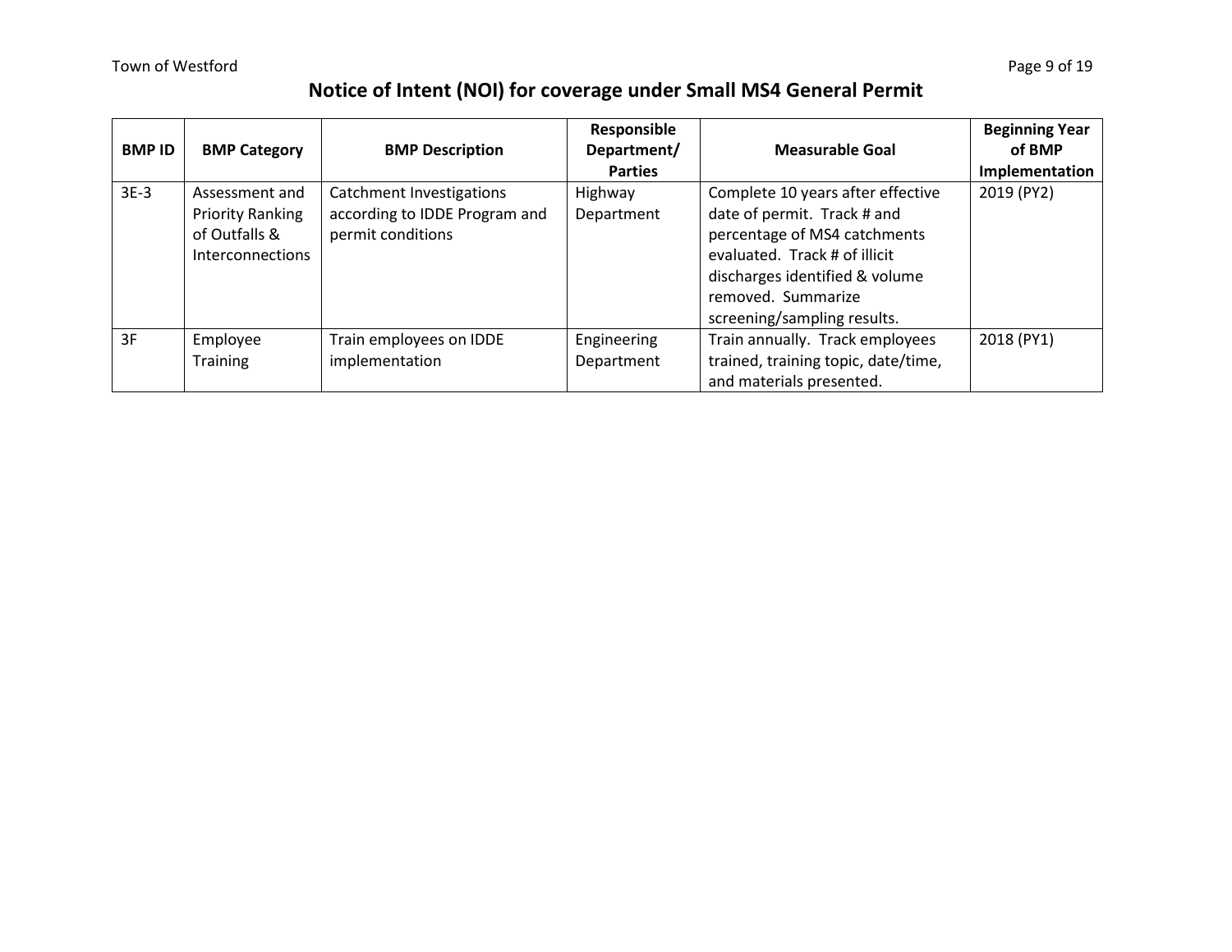## Notice of Intent (NOI) for coverage under Small MS4 General Permit

| BMP ID | BMP Category | BMP Description | Responsible Department/ Parties | Measurable Goal | Beginning Year of BMP Implementation |
|---|---|---|---|---|---|
| 3E-3 | Assessment and Priority Ranking of Outfalls & Interconnections | Catchment Investigations according to IDDE Program and permit conditions | Highway Department | Complete 10 years after effective date of permit. Track # and percentage of MS4 catchments evaluated. Track # of illicit discharges identified & volume removed. Summarize screening/sampling results. | 2019 (PY2) |
| 3F | Employee Training | Train employees on IDDE implementation | Engineering Department | Train annually. Track employees trained, training topic, date/time, and materials presented. | 2018 (PY1) |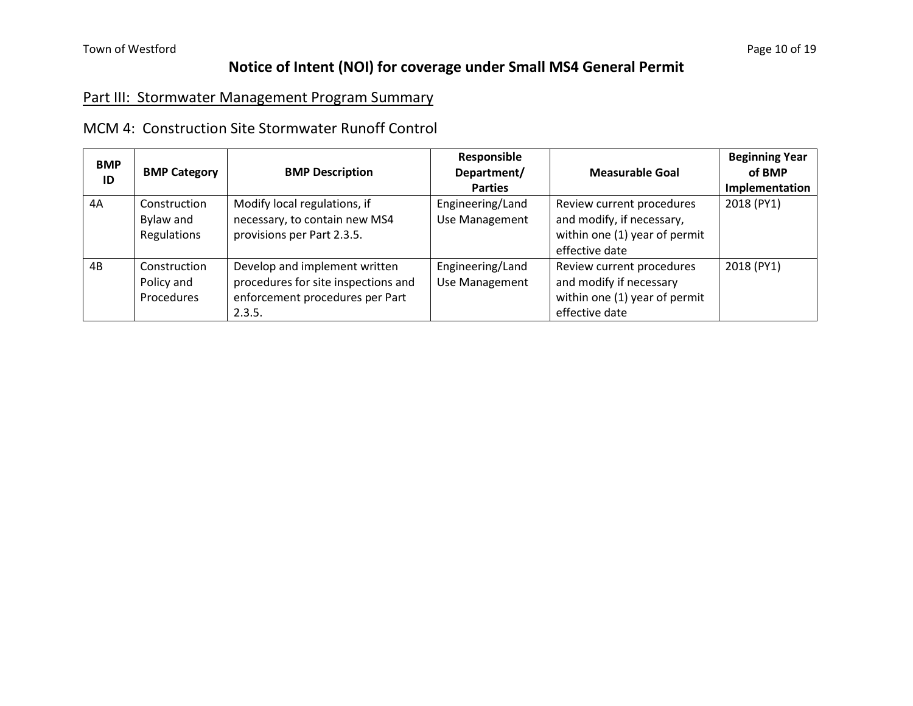# Notice of Intent (NOI) for coverage under Small MS4 General Permit

## Part III: Stormwater Management Program Summary

### MCM 4: Construction Site Stormwater Runoff Control

| BMP ID | BMP Category | BMP Description | Responsible Department/ Parties | Measurable Goal | Beginning Year of BMP Implementation |
|---|---|---|---|---|---|
| 4A | Construction Bylaw and Regulations | Modify local regulations, if necessary, to contain new MS4 provisions per Part 2.3.5. | Engineering/Land Use Management | Review current procedures and modify, if necessary, within one (1) year of permit effective date | 2018 (PY1) |
| 4B | Construction Policy and Procedures | Develop and implement written procedures for site inspections and enforcement procedures per Part 2.3.5. | Engineering/Land Use Management | Review current procedures and modify if necessary within one (1) year of permit effective date | 2018 (PY1) |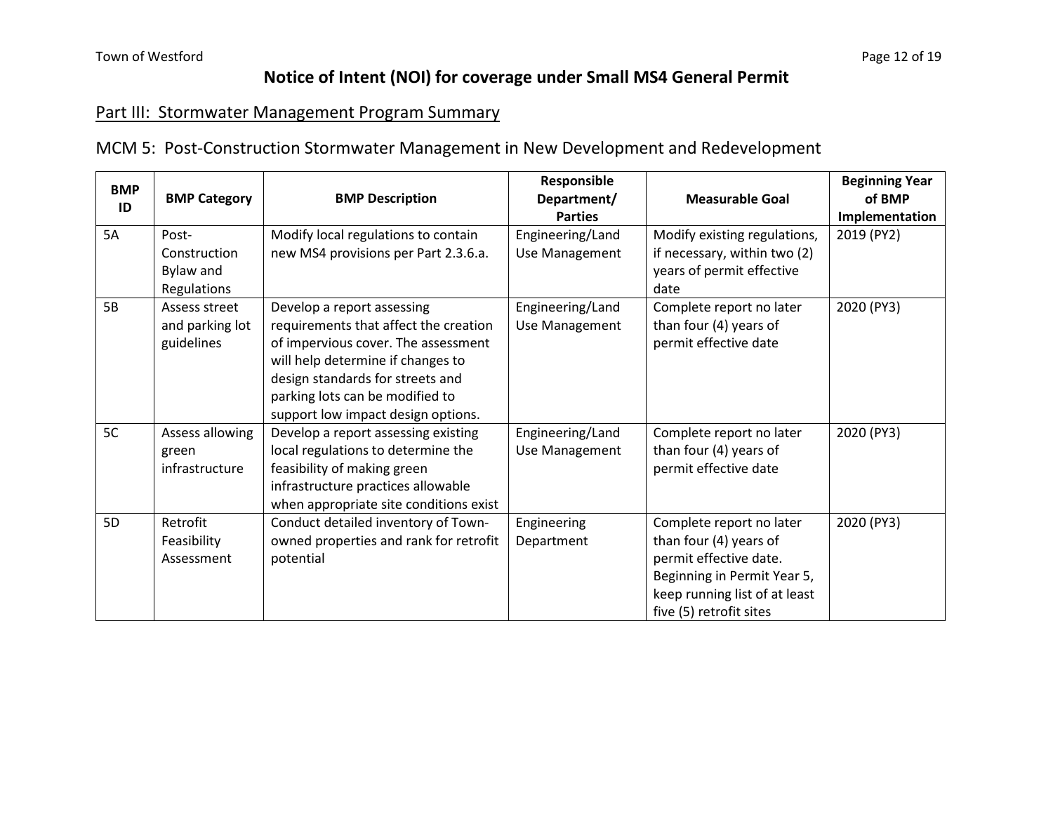# Notice of Intent (NOI) for coverage under Small MS4 General Permit

## Part III: Stormwater Management Program Summary

### MCM 5: Post-Construction Stormwater Management in New Development and Redevelopment

| BMP ID | BMP Category | BMP Description | Responsible Department/ Parties | Measurable Goal | Beginning Year of BMP Implementation |
|---|---|---|---|---|---|
| 5A | Post-Construction Bylaw and Regulations | Modify local regulations to contain new MS4 provisions per Part 2.3.6.a. | Engineering/Land Use Management | Modify existing regulations, if necessary, within two (2) years of permit effective date | 2019 (PY2) |
| 5B | Assess street and parking lot guidelines | Develop a report assessing requirements that affect the creation of impervious cover. The assessment will help determine if changes to design standards for streets and parking lots can be modified to support low impact design options. | Engineering/Land Use Management | Complete report no later than four (4) years of permit effective date | 2020 (PY3) |
| 5C | Assess allowing green infrastructure | Develop a report assessing existing local regulations to determine the feasibility of making green infrastructure practices allowable when appropriate site conditions exist | Engineering/Land Use Management | Complete report no later than four (4) years of permit effective date | 2020 (PY3) |
| 5D | Retrofit Feasibility Assessment | Conduct detailed inventory of Town-owned properties and rank for retrofit potential | Engineering Department | Complete report no later than four (4) years of permit effective date. Beginning in Permit Year 5, keep running list of at least five (5) retrofit sites | 2020 (PY3) |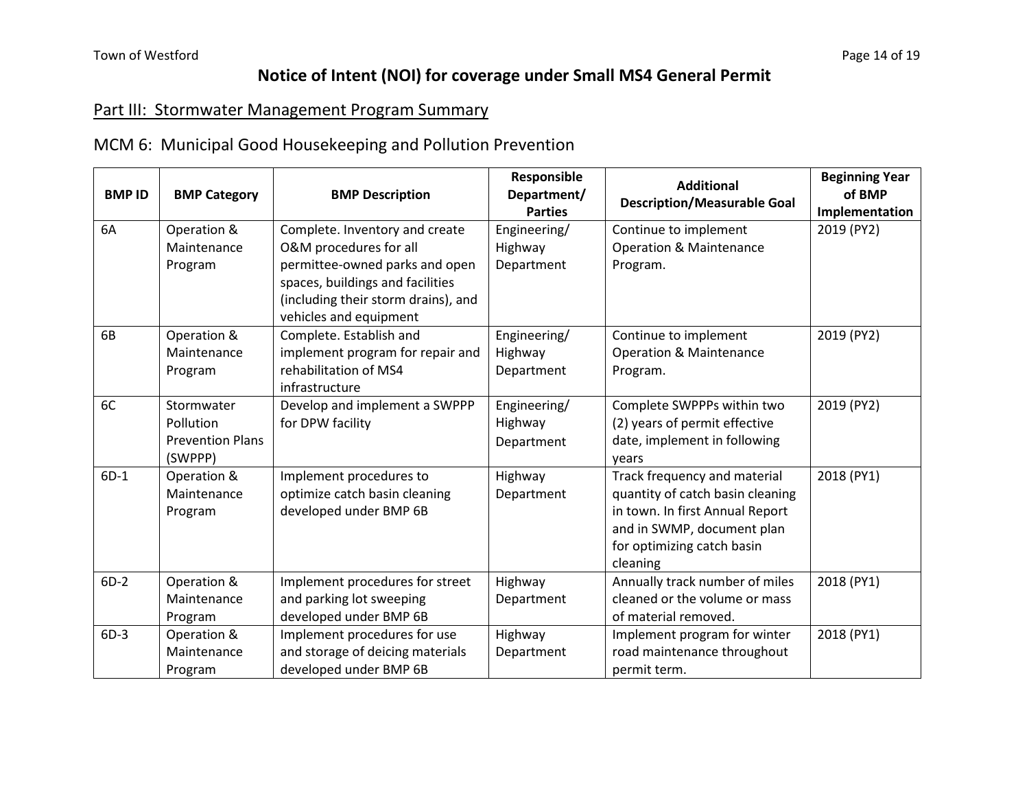# Notice of Intent (NOI) for coverage under Small MS4 General Permit

## Part III: Stormwater Management Program Summary

### MCM 6: Municipal Good Housekeeping and Pollution Prevention

| BMP ID | BMP Category | BMP Description | Responsible Department/ Parties | Additional Description/Measurable Goal | Beginning Year of BMP Implementation |
|---|---|---|---|---|---|
| 6A | Operation & Maintenance Program | Complete. Inventory and create O&M procedures for all permittee-owned parks and open spaces, buildings and facilities (including their storm drains), and vehicles and equipment | Engineering/ Highway Department | Continue to implement Operation & Maintenance Program. | 2019 (PY2) |
| 6B | Operation & Maintenance Program | Complete. Establish and implement program for repair and rehabilitation of MS4 infrastructure | Engineering/ Highway Department | Continue to implement Operation & Maintenance Program. | 2019 (PY2) |
| 6C | Stormwater Pollution Prevention Plans (SWPPP) | Develop and implement a SWPPP for DPW facility | Engineering/ Highway Department | Complete SWPPPs within two (2) years of permit effective date, implement in following years | 2019 (PY2) |
| 6D-1 | Operation & Maintenance Program | Implement procedures to optimize catch basin cleaning developed under BMP 6B | Highway Department | Track frequency and material quantity of catch basin cleaning in town. In first Annual Report and in SWMP, document plan for optimizing catch basin cleaning | 2018 (PY1) |
| 6D-2 | Operation & Maintenance Program | Implement procedures for street and parking lot sweeping developed under BMP 6B | Highway Department | Annually track number of miles cleaned or the volume or mass of material removed. | 2018 (PY1) |
| 6D-3 | Operation & Maintenance Program | Implement procedures for use and storage of deicing materials developed under BMP 6B | Highway Department | Implement program for winter road maintenance throughout permit term. | 2018 (PY1) |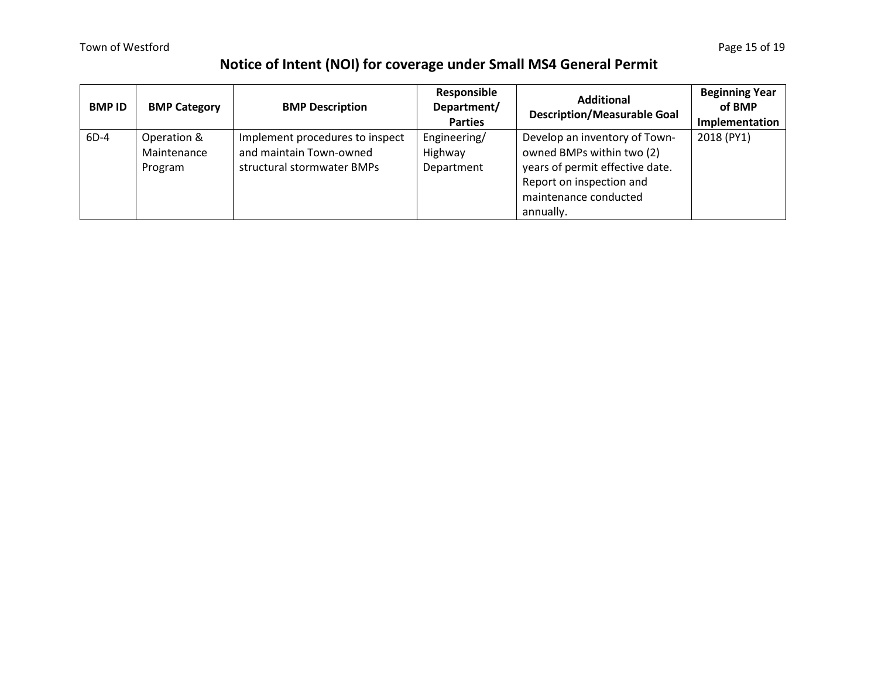# Notice of Intent (NOI) for coverage under Small MS4 General Permit

| BMP ID | BMP Category | BMP Description | Responsible Department/ Parties | Additional Description/Measurable Goal | Beginning Year of BMP Implementation |
|---|---|---|---|---|---|
| 6D-4 | Operation & Maintenance Program | Implement procedures to inspect and maintain Town-owned structural stormwater BMPs | Engineering/ Highway Department | Develop an inventory of Town-owned BMPs within two (2) years of permit effective date. Report on inspection and maintenance conducted annually. | 2018 (PY1) |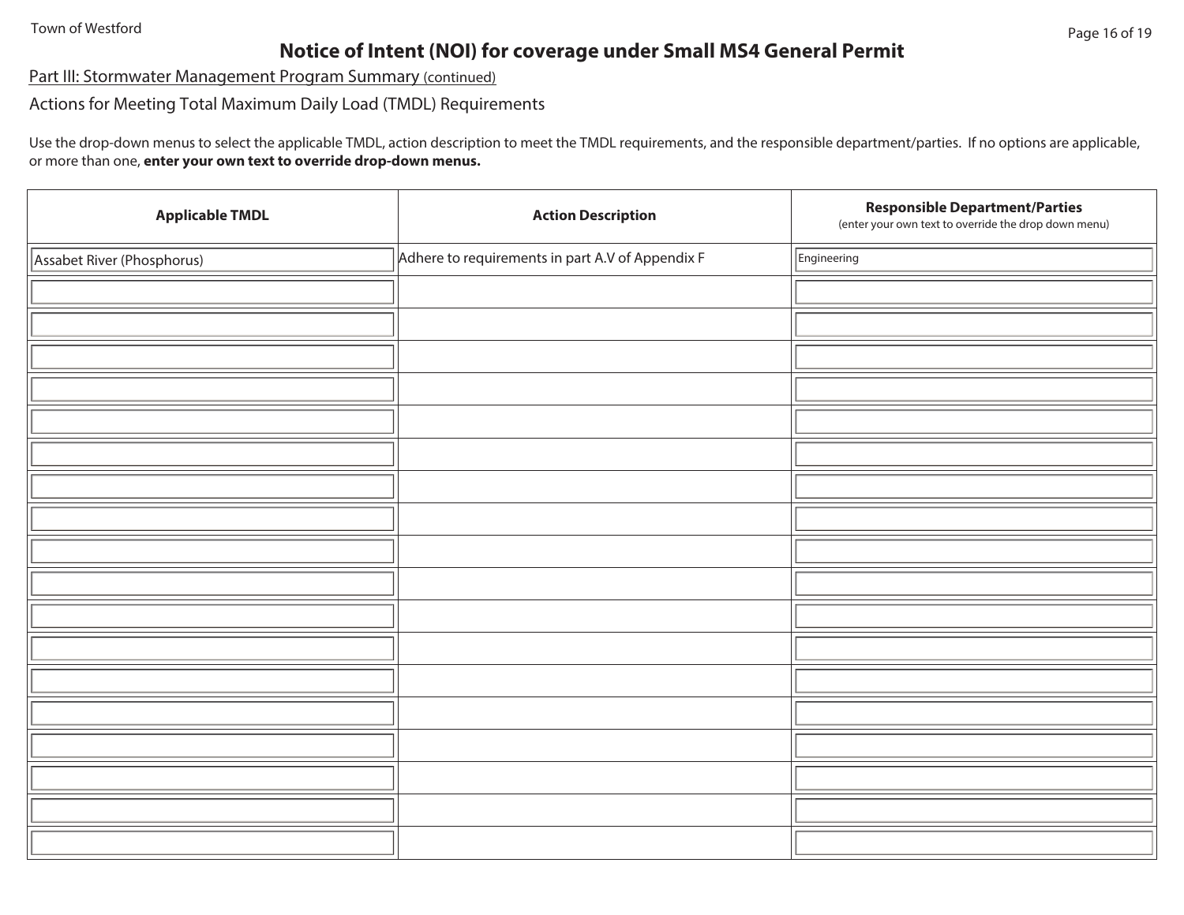Town of Westford

# Notice of Intent (NOI) for coverage under Small MS4 General Permit

Part III: Stormwater Management Program Summary (continued)

## Actions for Meeting Total Maximum Daily Load (TMDL) Requirements

Use the drop-down menus to select the applicable TMDL, action description to meet the TMDL requirements, and the responsible department/parties. If no options are applicable, or more than one, **enter your own text to override drop-down menus.**

| Applicable TMDL | Action Description | Responsible Department/Parties (enter your own text to override the drop down menu) |
|---|---|---|
| Assabet River (Phosphorus) | Adhere to requirements in part A.V of Appendix F | Engineering |
| | | |
| | | |
| | | |
| | | |
| | | |
| | | |
| | | |
| | | |
| | | |
| | | |
| | | |
| | | |
| | | |
| | | |
| | | |
| | | |
| | | |
| | | |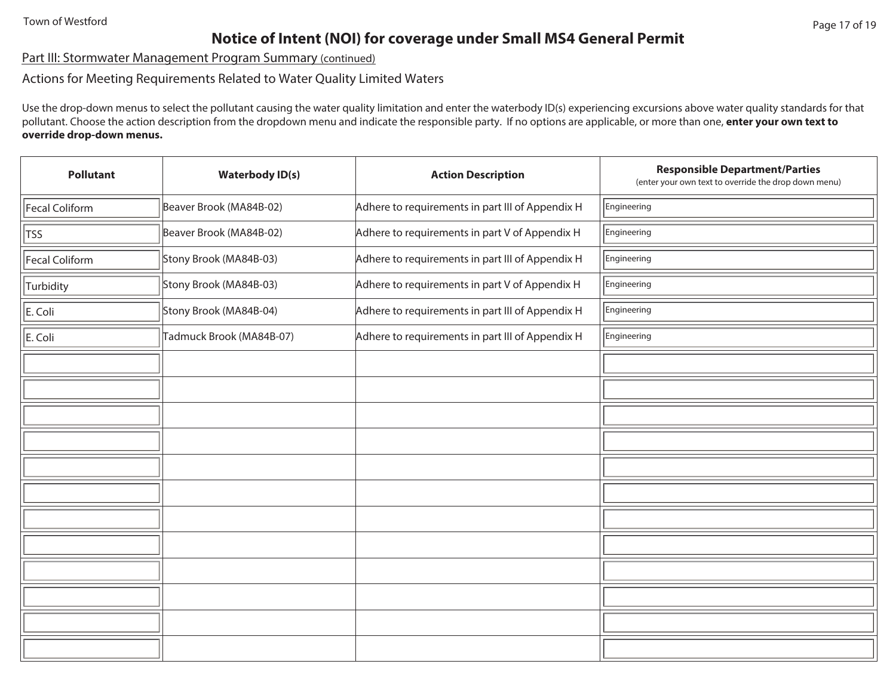## Notice of Intent (NOI) for coverage under Small MS4 General Permit

Part III: Stormwater Management Program Summary (continued)

### Actions for Meeting Requirements Related to Water Quality Limited Waters

Use the drop-down menus to select the pollutant causing the water quality limitation and enter the waterbody ID(s) experiencing excursions above water quality standards for that pollutant. Choose the action description from the dropdown menu and indicate the responsible party. If no options are applicable, or more than one, **enter your own text to override drop-down menus.**

| Pollutant | Waterbody ID(s) | Action Description | Responsible Department/Parties (enter your own text to override the drop down menu) |
|---|---|---|---|
| Fecal Coliform | Beaver Brook (MA84B-02) | Adhere to requirements in part III of Appendix H | Engineering |
| TSS | Beaver Brook (MA84B-02) | Adhere to requirements in part V of Appendix H | Engineering |
| Fecal Coliform | Stony Brook (MA84B-03) | Adhere to requirements in part III of Appendix H | Engineering |
| Turbidity | Stony Brook (MA84B-03) | Adhere to requirements in part V of Appendix H | Engineering |
| E. Coli | Stony Brook (MA84B-04) | Adhere to requirements in part III of Appendix H | Engineering |
| E. Coli | Tadmuck Brook (MA84B-07) | Adhere to requirements in part III of Appendix H | Engineering |
| | | | |
| | | | |
| | | | |
| | | | |
| | | | |
| | | | |
| | | | |
| | | | |
| | | | |
| | | | |
| | | | |
| | | | |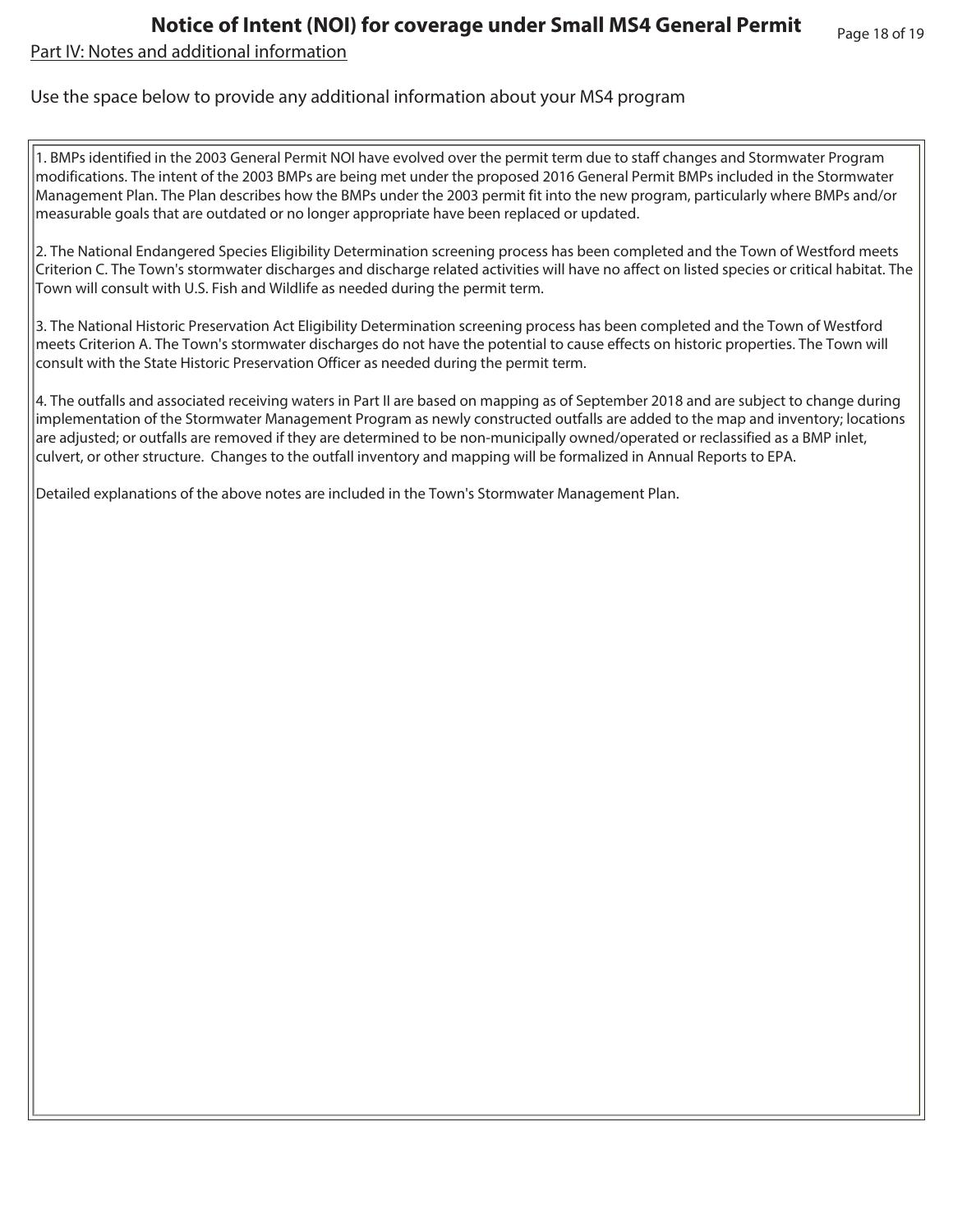# Notice of Intent (NOI) for coverage under Small MS4 General Permit

## Part IV: Notes and additional information

Use the space below to provide any additional information about your MS4 program

1. BMPs identified in the 2003 General Permit NOI have evolved over the permit term due to staff changes and Stormwater Program modifications. The intent of the 2003 BMPs are being met under the proposed 2016 General Permit BMPs included in the Stormwater Management Plan. The Plan describes how the BMPs under the 2003 permit fit into the new program, particularly where BMPs and/or measurable goals that are outdated or no longer appropriate have been replaced or updated.

2. The National Endangered Species Eligibility Determination screening process has been completed and the Town of Westford meets Criterion C. The Town's stormwater discharges and discharge related activities will have no affect on listed species or critical habitat. The Town will consult with U.S. Fish and Wildlife as needed during the permit term.

3. The National Historic Preservation Act Eligibility Determination screening process has been completed and the Town of Westford meets Criterion A. The Town's stormwater discharges do not have the potential to cause effects on historic properties. The Town will consult with the State Historic Preservation Officer as needed during the permit term.

4. The outfalls and associated receiving waters in Part II are based on mapping as of September 2018 and are subject to change during implementation of the Stormwater Management Program as newly constructed outfalls are added to the map and inventory; locations are adjusted; or outfalls are removed if they are determined to be non-municipally owned/operated or reclassified as a BMP inlet, culvert, or other structure. Changes to the outfall inventory and mapping will be formalized in Annual Reports to EPA.

Detailed explanations of the above notes are included in the Town's Stormwater Management Plan.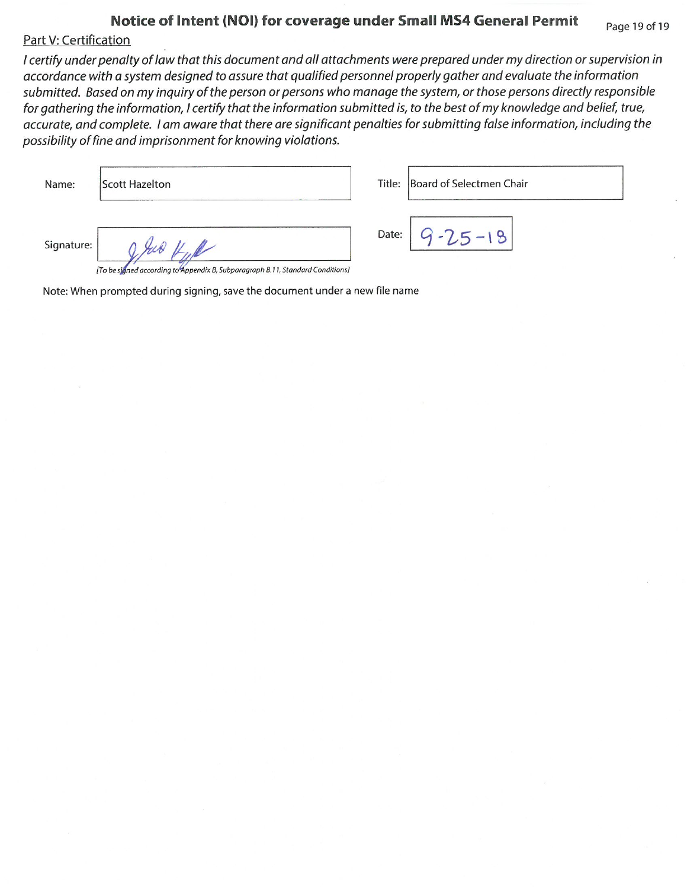# Notice of Intent (NOI) for coverage under Small MS4 General Permit

## Part V: Certification

*I certify under penalty of law that this document and all attachments were prepared under my direction or supervision in accordance with a system designed to assure that qualified personnel properly gather and evaluate the information submitted. Based on my inquiry of the person or persons who manage the system, or those persons directly responsible for gathering the information, I certify that the information submitted is, to the best of my knowledge and belief, true, accurate, and complete. I am aware that there are significant penalties for submitting false information, including the possibility of fine and imprisonment for knowing violations.*

| | | | |
|---|---|---|---|
| Name: | Scott Hazelton | Title: | Board of Selectmen Chair |
| Signature: | [signature] | Date: | 9-25-18 |

*[To be signed according to Appendix B, Subparagraph B.11, Standard Conditions]*

Note: When prompted during signing, save the document under a new file name